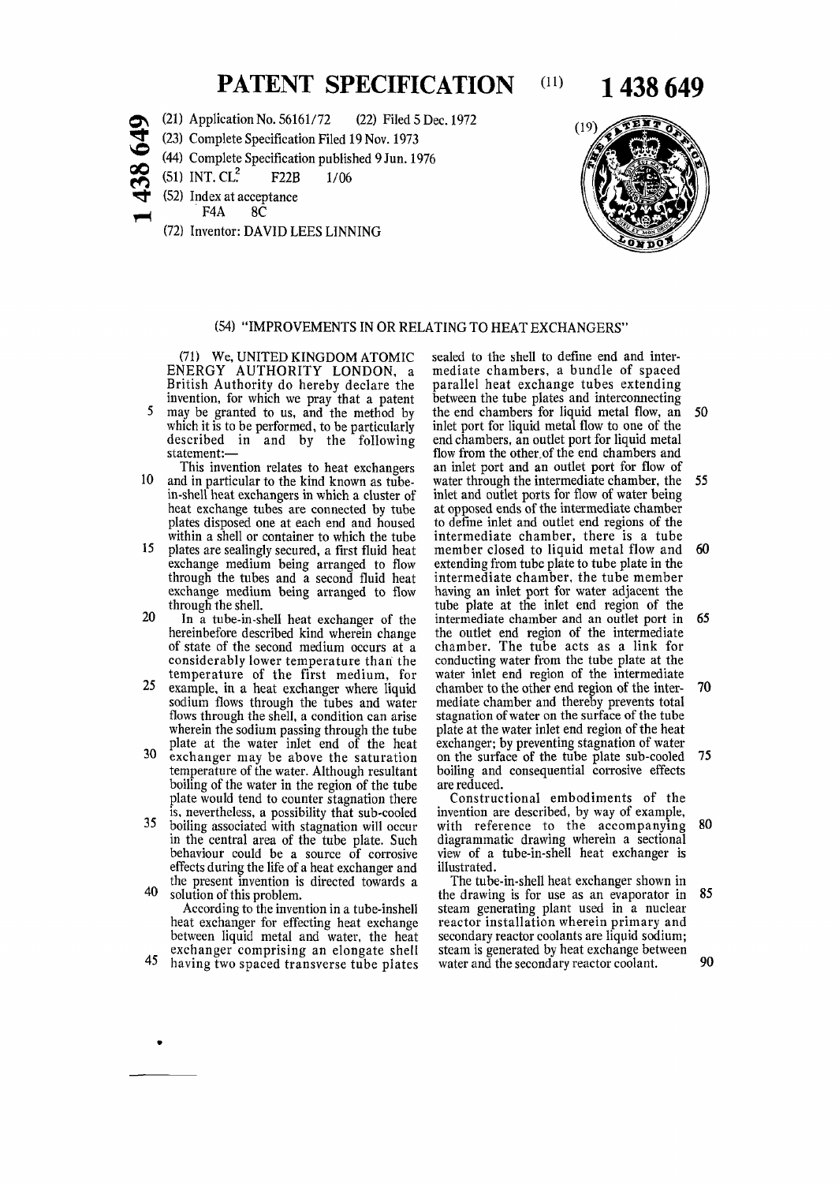# PATENT SPECIFICATION

(11) **1 438 649**

(21) Application No. 56161/72 (22) Filed 5 Dec. 1972

(23) Complete Specification Filed 19 Nov. 1973

(44) Complete Specification published 9 Jun. 1976

(51) INT. CL.[2] F22B 1/06

(52) Index at acceptance F4A 8C

(72) Inventor: DAVID LEES LINNING

## (54) "IMPROVEMENTS IN OR RELATING TO HEAT EXCHANGERS"

(71) We, UNITED KINGDOM ATOMIC ENERGY AUTHORITY LONDON, a British Authority do hereby declare the invention, for which we pray that a patent may be granted to us, and the method by which it is to be performed, to be particularly described in and by the following statement:—

This invention relates to heat exchangers and in particular to the kind known as tube-in-shell heat exchangers in which a cluster of heat exchange tubes are connected by tube plates disposed one at each end and housed within a shell or container to which the tube plates are sealingly secured, a first fluid heat exchange medium being arranged to flow through the tubes and a second fluid heat exchange medium being arranged to flow through the shell.

In a tube-in-shell heat exchanger of the hereinbefore described kind wherein change of state of the second medium occurs at a considerably lower temperature than the temperature of the first medium, for example, in a heat exchanger where liquid sodium flows through the tubes and water flows through the shell, a condition can arise wherein the sodium passing through the tube plate at the water inlet end of the heat exchanger may be above the saturation temperature of the water. Although resultant boiling of the water in the region of the tube plate would tend to counter stagnation there is, nevertheless, a possibility that sub-cooled boiling associated with stagnation will occur in the central area of the tube plate. Such behaviour could be a source of corrosive effects during the life of a heat exchanger and the present invention is directed towards a solution of this problem.

According to the invention in a tube-inshell heat exchanger for effecting heat exchange between liquid metal and water, the heat exchanger comprising an elongate shell having two spaced transverse tube plates sealed to the shell to define end and intermediate chambers, a bundle of spaced parallel heat exchange tubes extending between the tube plates and interconnecting the end chambers for liquid metal flow, an inlet port for liquid metal flow to one of the end chambers, an outlet port for liquid metal flow from the other of the end chambers and an inlet port and an outlet port for flow of water through the intermediate chamber, the inlet and outlet ports for flow of water being at opposed ends of the intermediate chamber to define inlet and outlet end regions of the intermediate chamber, there is a tube member closed to liquid metal flow and extending from tube plate to tube plate in the intermediate chamber, the tube member having an inlet port for water adjacent the tube plate at the inlet end region of the intermediate chamber and an outlet port in the outlet end region of the intermediate chamber. The tube acts as a link for conducting water from the tube plate at the water inlet end region of the intermediate chamber to the other end region of the intermediate chamber and thereby prevents total stagnation of water on the surface of the tube plate at the water inlet end region of the heat exchanger; by preventing stagnation of water on the surface of the tube plate sub-cooled boiling and consequential corrosive effects are reduced.

Constructional embodiments of the invention are described, by way of example, with reference to the accompanying diagrammatic drawing wherein a sectional view of a tube-in-shell heat exchanger is illustrated.

The tube-in-shell heat exchanger shown in the drawing is for use as an evaporator in steam generating plant used in a nuclear reactor installation wherein primary and secondary reactor coolants are liquid sodium; steam is generated by heat exchange between water and the secondary reactor coolant.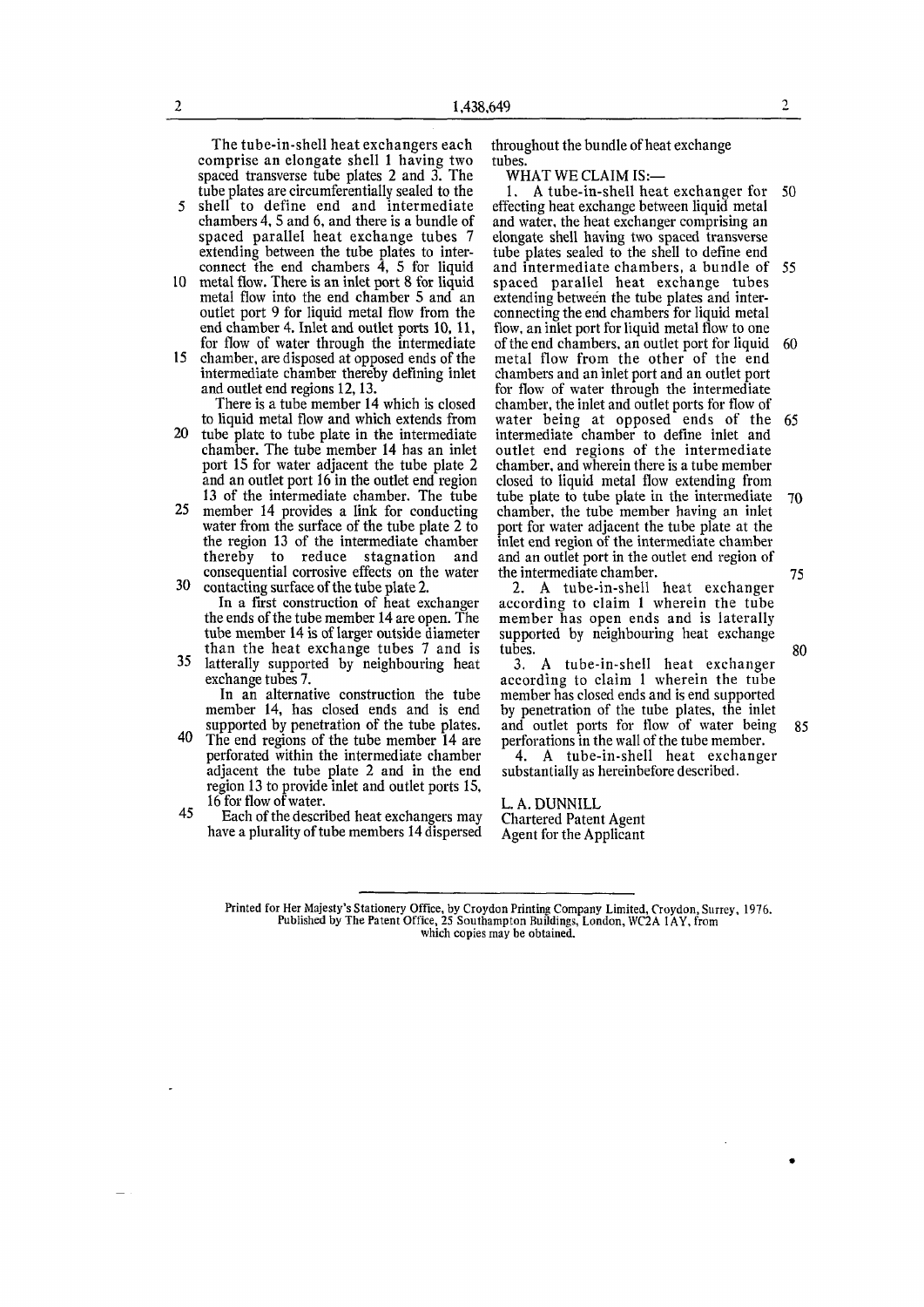The tube-in-shell heat exchangers each comprise an elongate shell 1 having two spaced transverse tube plates 2 and 3. The tube plates are circumferentially sealed to the shell to define end and intermediate chambers 4, 5 and 6, and there is a bundle of spaced parallel heat exchange tubes 7 extending between the tube plates to interconnect the end chambers 4, 5 for liquid metal flow. There is an inlet port 8 for liquid metal flow into the end chamber 5 and an outlet port 9 for liquid metal flow from the end chamber 4. Inlet and outlet ports 10, 11, for flow of water through the intermediate chamber, are disposed at opposed ends of the intermediate chamber thereby defining inlet and outlet end regions 12, 13.

There is a tube member 14 which is closed to liquid metal flow and which extends from tube plate to tube plate in the intermediate chamber. The tube member 14 has an inlet port 15 for water adjacent the tube plate 2 and an outlet port 16 in the outlet end region 13 of the intermediate chamber. The tube member 14 provides a link for conducting water from the surface of the tube plate 2 to the region 13 of the intermediate chamber thereby to reduce stagnation and consequential corrosive effects on the water contacting surface of the tube plate 2.

In a first construction of heat exchanger the ends of the tube member 14 are open. The tube member 14 is of larger outside diameter than the heat exchange tubes 7 and is laterally supported by neighbouring heat exchange tubes 7.

In an alternative construction the tube member 14, has closed ends and is end supported by penetration of the tube plates. The end regions of the tube member 14 are perforated within the intermediate chamber adjacent the tube plate 2 and in the end region 13 to provide inlet and outlet ports 15, 16 for flow of water.

Each of the described heat exchangers may have a plurality of tube members 14 dispersed throughout the bundle of heat exchange tubes.

WHAT WE CLAIM IS:—

1. A tube-in-shell heat exchanger for effecting heat exchange between liquid metal and water, the heat exchanger comprising an elongate shell having two spaced transverse tube plates sealed to the shell to define end and intermediate chambers, a bundle of spaced parallel heat exchange tubes extending between the tube plates and interconnecting the end chambers for liquid metal flow, an inlet port for liquid metal flow to one of the end chambers, an outlet port for liquid metal flow from the other of the end chambers and an inlet port and an outlet port for flow of water through the intermediate chamber, the inlet and outlet ports for flow of water being at opposed ends of the intermediate chamber to define inlet and outlet end regions of the intermediate chamber, and wherein there is a tube member closed to liquid metal flow extending from tube plate to tube plate in the intermediate chamber, the tube member having an inlet port for water adjacent the tube plate at the inlet end region of the intermediate chamber and an outlet port in the outlet end region of the intermediate chamber.

2. A tube-in-shell heat exchanger according to claim 1 wherein the tube member has open ends and is laterally supported by neighbouring heat exchange tubes.

3. A tube-in-shell heat exchanger according to claim 1 wherein the tube member has closed ends and is end supported by penetration of the tube plates, the inlet and outlet ports for flow of water being perforations in the wall of the tube member.

4. A tube-in-shell heat exchanger substantially as hereinbefore described.

L. A. DUNNILL
Chartered Patent Agent
Agent for the Applicant

Printed for Her Majesty's Stationery Office, by Croydon Printing Company Limited, Croydon, Surrey, 1976. Published by The Patent Office, 25 Southampton Buildings, London, WC2A 1AY, from which copies may be obtained.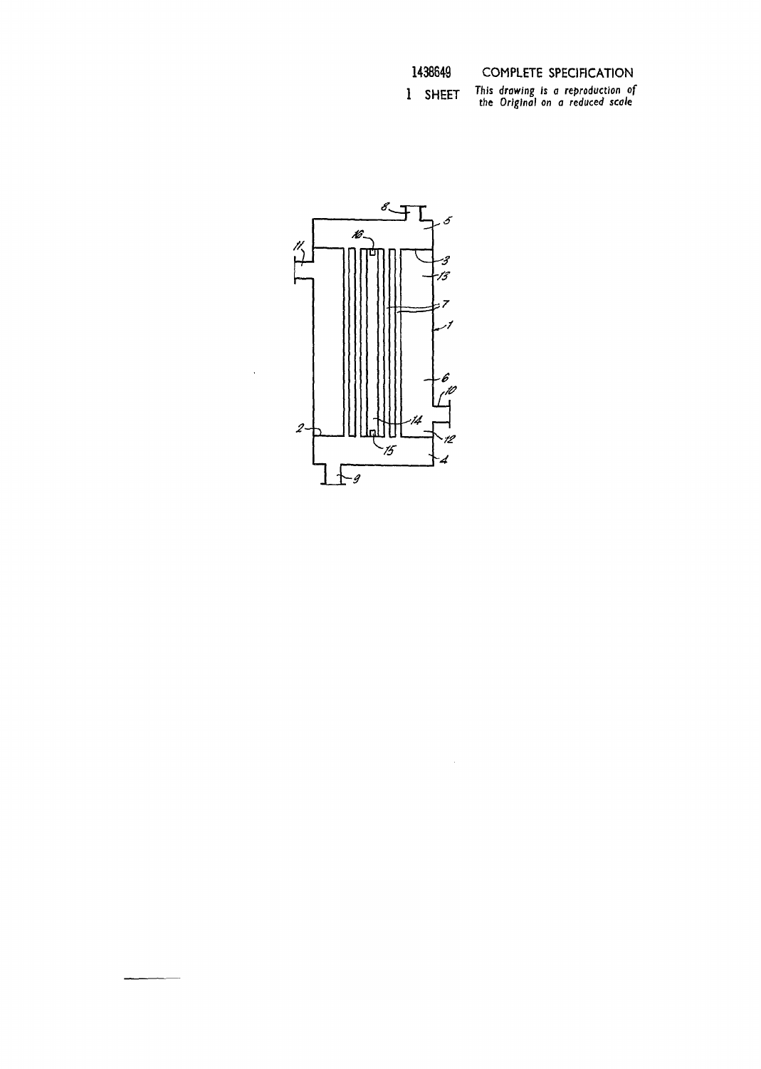1438649 COMPLETE SPECIFICATION

1 SHEET *This drawing is a reproduction of the Original on a reduced scale*

8
5
16
11
3
13
7
1
6
10
2
14
12
15
4
9